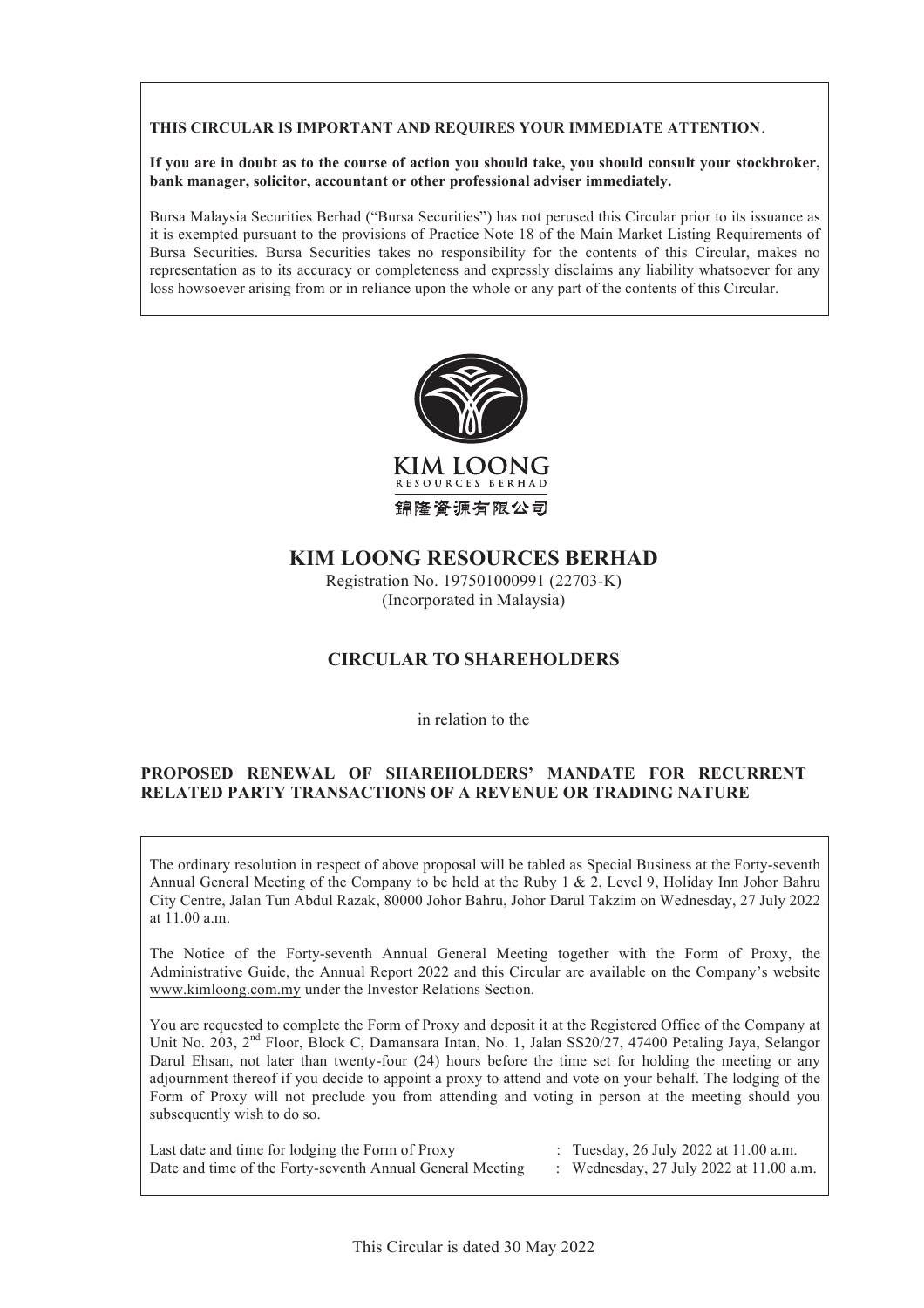**THIS CIRCULAR IS IMPORTANT AND REQUIRES YOUR IMMEDIATE ATTENTION**.

**If you are in doubt as to the course of action you should take, you should consult your stockbroker, bank manager, solicitor, accountant or other professional adviser immediately.**

Bursa Malaysia Securities Berhad ("Bursa Securities") has not perused this Circular prior to its issuance as it is exempted pursuant to the provisions of Practice Note 18 of the Main Market Listing Requirements of Bursa Securities. Bursa Securities takes no responsibility for the contents of this Circular, makes no representation as to its accuracy or completeness and expressly disclaims any liability whatsoever for any loss howsoever arising from or in reliance upon the whole or any part of the contents of this Circular.

KIM LOONG
RESOURCES BERHAD
錦隆資源有限公司

# KIM LOONG RESOURCES BERHAD

Registration No. 197501000991 (22703-K)
(Incorporated in Malaysia)

## CIRCULAR TO SHAREHOLDERS

in relation to the

**PROPOSED RENEWAL OF SHAREHOLDERS' MANDATE FOR RECURRENT RELATED PARTY TRANSACTIONS OF A REVENUE OR TRADING NATURE**

The ordinary resolution in respect of above proposal will be tabled as Special Business at the Forty-seventh Annual General Meeting of the Company to be held at the Ruby 1 & 2, Level 9, Holiday Inn Johor Bahru City Centre, Jalan Tun Abdul Razak, 80000 Johor Bahru, Johor Darul Takzim on Wednesday, 27 July 2022 at 11.00 a.m.

The Notice of the Forty-seventh Annual General Meeting together with the Form of Proxy, the Administrative Guide, the Annual Report 2022 and this Circular are available on the Company's website www.kimloong.com.my under the Investor Relations Section.

You are requested to complete the Form of Proxy and deposit it at the Registered Office of the Company at Unit No. 203, 2nd Floor, Block C, Damansara Intan, No. 1, Jalan SS20/27, 47400 Petaling Jaya, Selangor Darul Ehsan, not later than twenty-four (24) hours before the time set for holding the meeting or any adjournment thereof if you decide to appoint a proxy to attend and vote on your behalf. The lodging of the Form of Proxy will not preclude you from attending and voting in person at the meeting should you subsequently wish to do so.

| | |
|---|---|
| Last date and time for lodging the Form of Proxy | : Tuesday, 26 July 2022 at 11.00 a.m. |
| Date and time of the Forty-seventh Annual General Meeting | : Wednesday, 27 July 2022 at 11.00 a.m. |

This Circular is dated 30 May 2022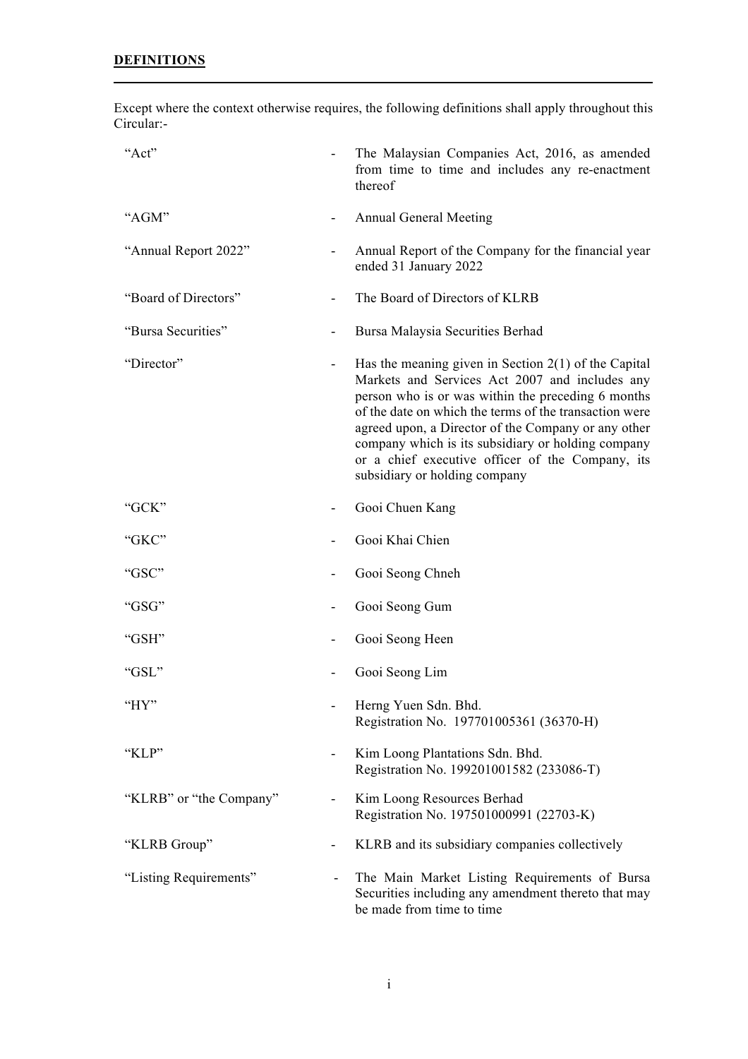## DEFINITIONS

Except where the context otherwise requires, the following definitions shall apply throughout this Circular:-

| | | |
|---|---|---|
| "Act" | - | The Malaysian Companies Act, 2016, as amended from time to time and includes any re-enactment thereof |
| "AGM" | - | Annual General Meeting |
| "Annual Report 2022" | - | Annual Report of the Company for the financial year ended 31 January 2022 |
| "Board of Directors" | - | The Board of Directors of KLRB |
| "Bursa Securities" | - | Bursa Malaysia Securities Berhad |
| "Director" | - | Has the meaning given in Section 2(1) of the Capital Markets and Services Act 2007 and includes any person who is or was within the preceding 6 months of the date on which the terms of the transaction were agreed upon, a Director of the Company or any other company which is its subsidiary or holding company or a chief executive officer of the Company, its subsidiary or holding company |
| "GCK" | - | Gooi Chuen Kang |
| "GKC" | - | Gooi Khai Chien |
| "GSC" | - | Gooi Seong Chneh |
| "GSG" | - | Gooi Seong Gum |
| "GSH" | - | Gooi Seong Heen |
| "GSL" | - | Gooi Seong Lim |
| "HY" | - | Herng Yuen Sdn. Bhd. Registration No. 197701005361 (36370-H) |
| "KLP" | - | Kim Loong Plantations Sdn. Bhd. Registration No. 199201001582 (233086-T) |
| "KLRB" or "the Company" | - | Kim Loong Resources Berhad Registration No. 197501000991 (22703-K) |
| "KLRB Group" | - | KLRB and its subsidiary companies collectively |
| "Listing Requirements" | - | The Main Market Listing Requirements of Bursa Securities including any amendment thereto that may be made from time to time |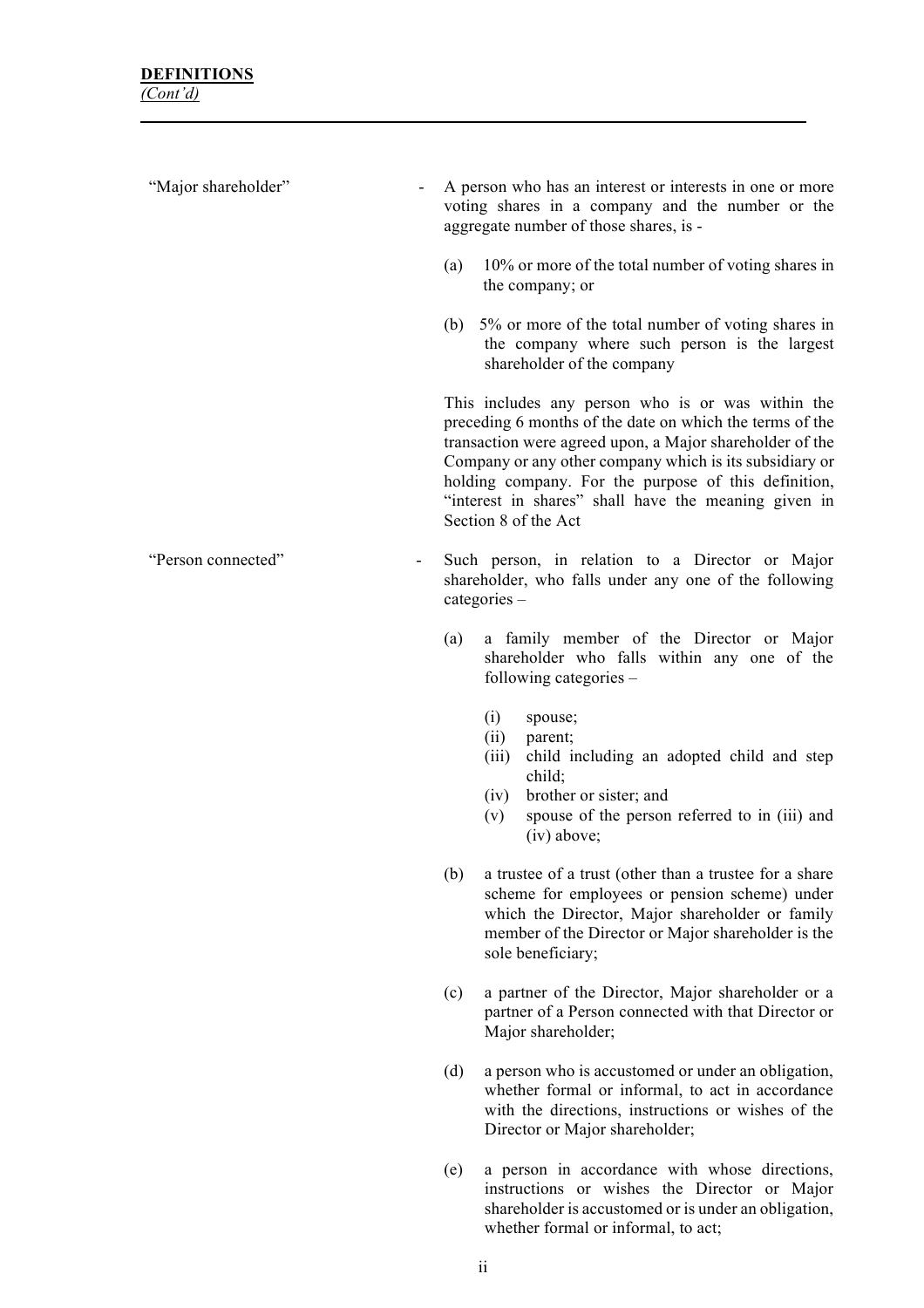**DEFINITIONS**
*(Cont'd)*

---

"Major shareholder" - A person who has an interest or interests in one or more voting shares in a company and the number or the aggregate number of those shares, is -

(a) 10% or more of the total number of voting shares in the company; or

(b) 5% or more of the total number of voting shares in the company where such person is the largest shareholder of the company

This includes any person who is or was within the preceding 6 months of the date on which the terms of the transaction were agreed upon, a Major shareholder of the Company or any other company which is its subsidiary or holding company. For the purpose of this definition, "interest in shares" shall have the meaning given in Section 8 of the Act

"Person connected" - Such person, in relation to a Director or Major shareholder, who falls under any one of the following categories –

(a) a family member of the Director or Major shareholder who falls within any one of the following categories –

(i) spouse;
(ii) parent;
(iii) child including an adopted child and step child;
(iv) brother or sister; and
(v) spouse of the person referred to in (iii) and (iv) above;

(b) a trustee of a trust (other than a trustee for a share scheme for employees or pension scheme) under which the Director, Major shareholder or family member of the Director or Major shareholder is the sole beneficiary;

(c) a partner of the Director, Major shareholder or a partner of a Person connected with that Director or Major shareholder;

(d) a person who is accustomed or under an obligation, whether formal or informal, to act in accordance with the directions, instructions or wishes of the Director or Major shareholder;

(e) a person in accordance with whose directions, instructions or wishes the Director or Major shareholder is accustomed or is under an obligation, whether formal or informal, to act;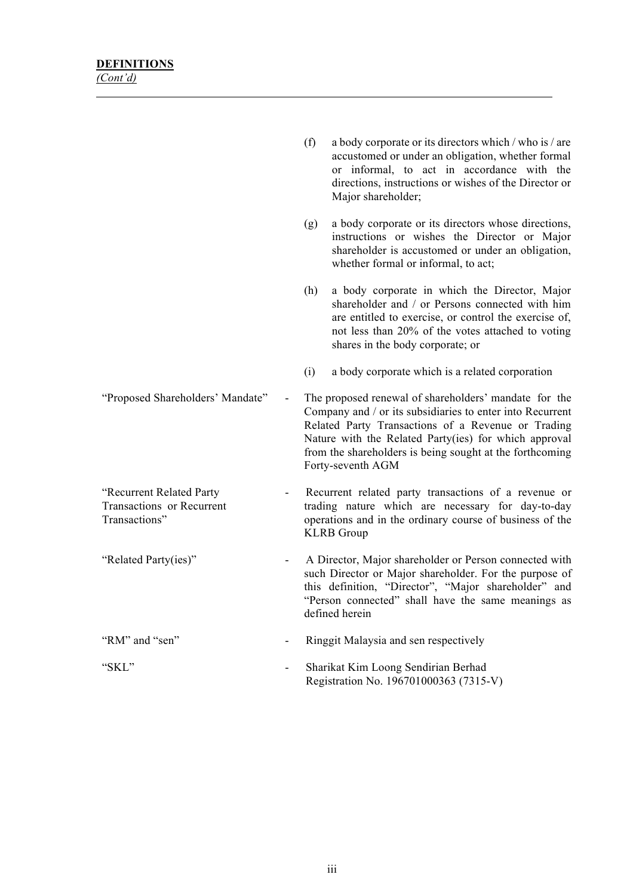**DEFINITIONS**
*(Cont'd)*

| | | |
|---|---|---|
| | | (f) a body corporate or its directors which / who is / are accustomed or under an obligation, whether formal or informal, to act in accordance with the directions, instructions or wishes of the Director or Major shareholder; |
| | | (g) a body corporate or its directors whose directions, instructions or wishes the Director or Major shareholder is accustomed or under an obligation, whether formal or informal, to act; |
| | | (h) a body corporate in which the Director, Major shareholder and / or Persons connected with him are entitled to exercise, or control the exercise of, not less than 20% of the votes attached to voting shares in the body corporate; or |
| | | (i) a body corporate which is a related corporation |
| "Proposed Shareholders' Mandate" | - | The proposed renewal of shareholders' mandate for the Company and / or its subsidiaries to enter into Recurrent Related Party Transactions of a Revenue or Trading Nature with the Related Party(ies) for which approval from the shareholders is being sought at the forthcoming Forty-seventh AGM |
| "Recurrent Related Party Transactions or Recurrent Transactions" | - | Recurrent related party transactions of a revenue or trading nature which are necessary for day-to-day operations and in the ordinary course of business of the KLRB Group |
| "Related Party(ies)" | - | A Director, Major shareholder or Person connected with such Director or Major shareholder. For the purpose of this definition, "Director", "Major shareholder" and "Person connected" shall have the same meanings as defined herein |
| "RM" and "sen" | - | Ringgit Malaysia and sen respectively |
| "SKL" | - | Sharikat Kim Loong Sendirian Berhad<br>Registration No. 196701000363 (7315-V) |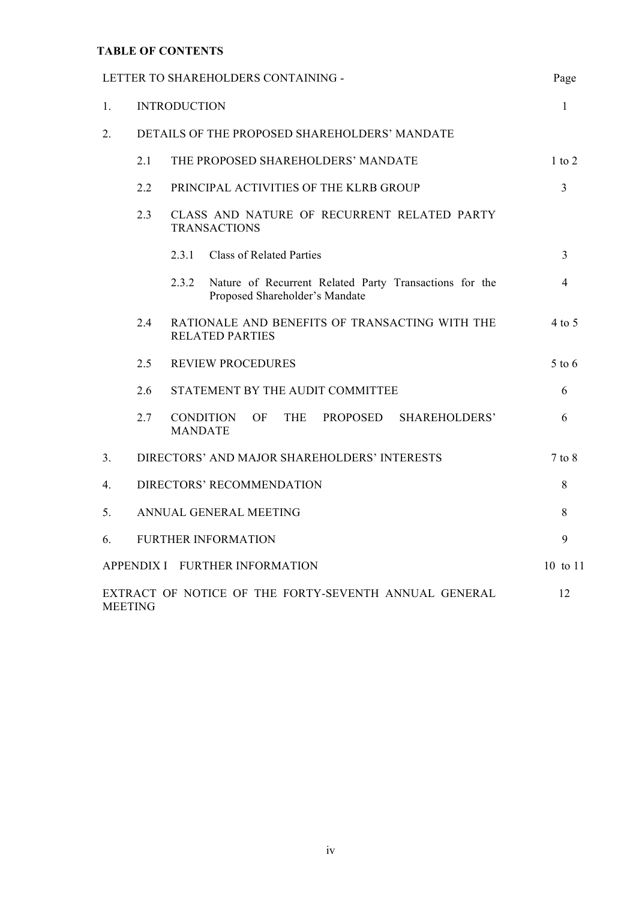**TABLE OF CONTENTS**

| LETTER TO SHAREHOLDERS CONTAINING - | | | Page |
|---|---|---|---|
| 1. | INTRODUCTION | | 1 |
| 2. | DETAILS OF THE PROPOSED SHAREHOLDERS' MANDATE | | |
| | 2.1 | THE PROPOSED SHAREHOLDERS' MANDATE | 1 to 2 |
| | 2.2 | PRINCIPAL ACTIVITIES OF THE KLRB GROUP | 3 |
| | 2.3 | CLASS AND NATURE OF RECURRENT RELATED PARTY TRANSACTIONS | |
| | | 2.3.1 Class of Related Parties | 3 |
| | | 2.3.2 Nature of Recurrent Related Party Transactions for the Proposed Shareholder's Mandate | 4 |
| | 2.4 | RATIONALE AND BENEFITS OF TRANSACTING WITH THE RELATED PARTIES | 4 to 5 |
| | 2.5 | REVIEW PROCEDURES | 5 to 6 |
| | 2.6 | STATEMENT BY THE AUDIT COMMITTEE | 6 |
| | 2.7 | CONDITION OF THE PROPOSED SHAREHOLDERS' MANDATE | 6 |
| 3. | DIRECTORS' AND MAJOR SHAREHOLDERS' INTERESTS | | 7 to 8 |
| 4. | DIRECTORS' RECOMMENDATION | | 8 |
| 5. | ANNUAL GENERAL MEETING | | 8 |
| 6. | FURTHER INFORMATION | | 9 |
| APPENDIX I FURTHER INFORMATION | | | 10 to 11 |
| EXTRACT OF NOTICE OF THE FORTY-SEVENTH ANNUAL GENERAL MEETING | | | 12 |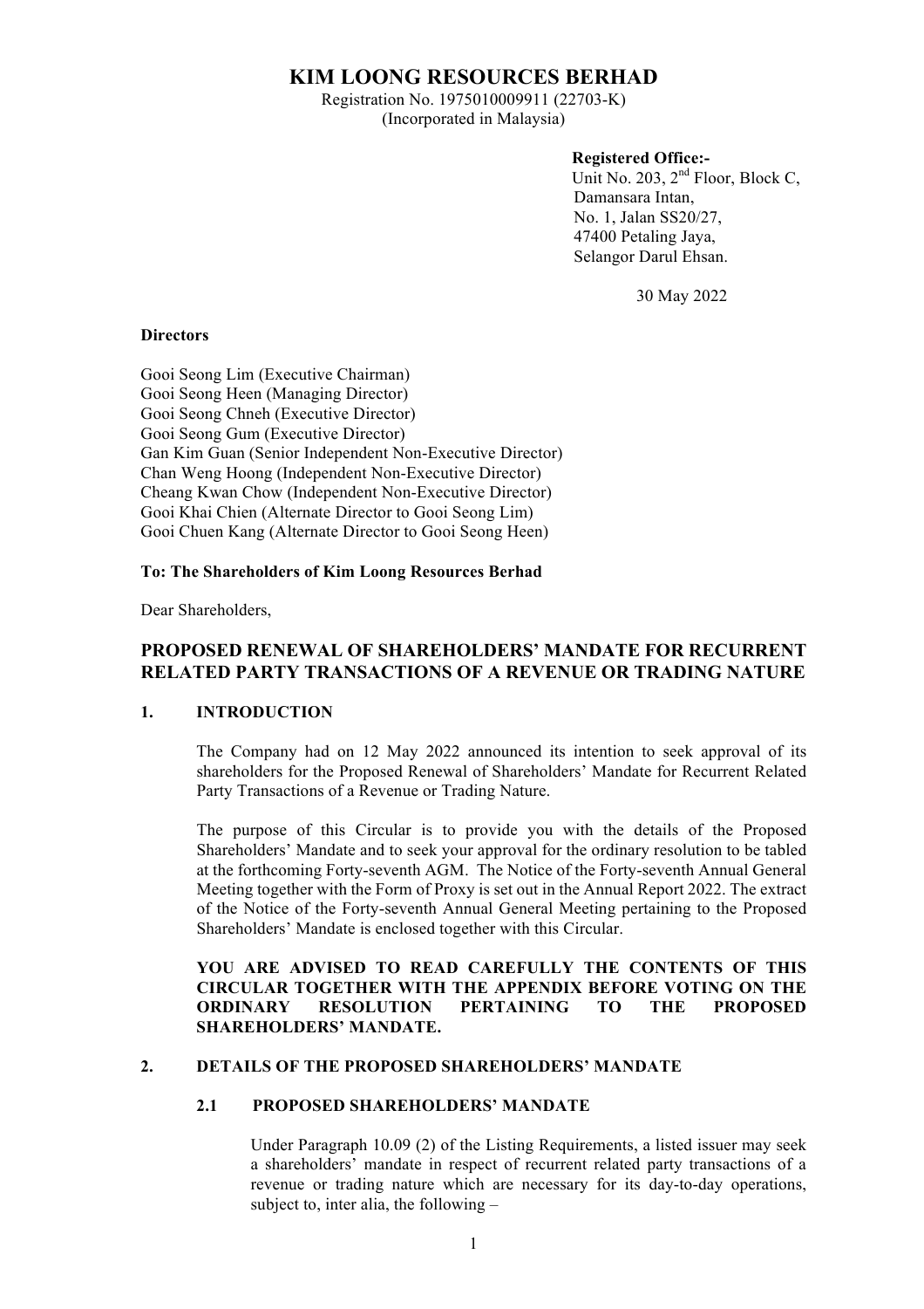# KIM LOONG RESOURCES BERHAD

Registration No. 1975010009911 (22703-K)
(Incorporated in Malaysia)

**Registered Office:-**
Unit No. 203, 2nd Floor, Block C,
Damansara Intan,
No. 1, Jalan SS20/27,
47400 Petaling Jaya,
Selangor Darul Ehsan.

30 May 2022

**Directors**

Gooi Seong Lim (Executive Chairman)
Gooi Seong Heen (Managing Director)
Gooi Seong Chneh (Executive Director)
Gooi Seong Gum (Executive Director)
Gan Kim Guan (Senior Independent Non-Executive Director)
Chan Weng Hoong (Independent Non-Executive Director)
Cheang Kwan Chow (Independent Non-Executive Director)
Gooi Khai Chien (Alternate Director to Gooi Seong Lim)
Gooi Chuen Kang (Alternate Director to Gooi Seong Heen)

**To: The Shareholders of Kim Loong Resources Berhad**

Dear Shareholders,

## PROPOSED RENEWAL OF SHAREHOLDERS' MANDATE FOR RECURRENT RELATED PARTY TRANSACTIONS OF A REVENUE OR TRADING NATURE

### 1. INTRODUCTION

The Company had on 12 May 2022 announced its intention to seek approval of its shareholders for the Proposed Renewal of Shareholders' Mandate for Recurrent Related Party Transactions of a Revenue or Trading Nature.

The purpose of this Circular is to provide you with the details of the Proposed Shareholders' Mandate and to seek your approval for the ordinary resolution to be tabled at the forthcoming Forty-seventh AGM. The Notice of the Forty-seventh Annual General Meeting together with the Form of Proxy is set out in the Annual Report 2022. The extract of the Notice of the Forty-seventh Annual General Meeting pertaining to the Proposed Shareholders' Mandate is enclosed together with this Circular.

**YOU ARE ADVISED TO READ CAREFULLY THE CONTENTS OF THIS CIRCULAR TOGETHER WITH THE APPENDIX BEFORE VOTING ON THE ORDINARY RESOLUTION PERTAINING TO THE PROPOSED SHAREHOLDERS' MANDATE.**

### 2. DETAILS OF THE PROPOSED SHAREHOLDERS' MANDATE

#### 2.1 PROPOSED SHAREHOLDERS' MANDATE

Under Paragraph 10.09 (2) of the Listing Requirements, a listed issuer may seek a shareholders' mandate in respect of recurrent related party transactions of a revenue or trading nature which are necessary for its day-to-day operations, subject to, inter alia, the following –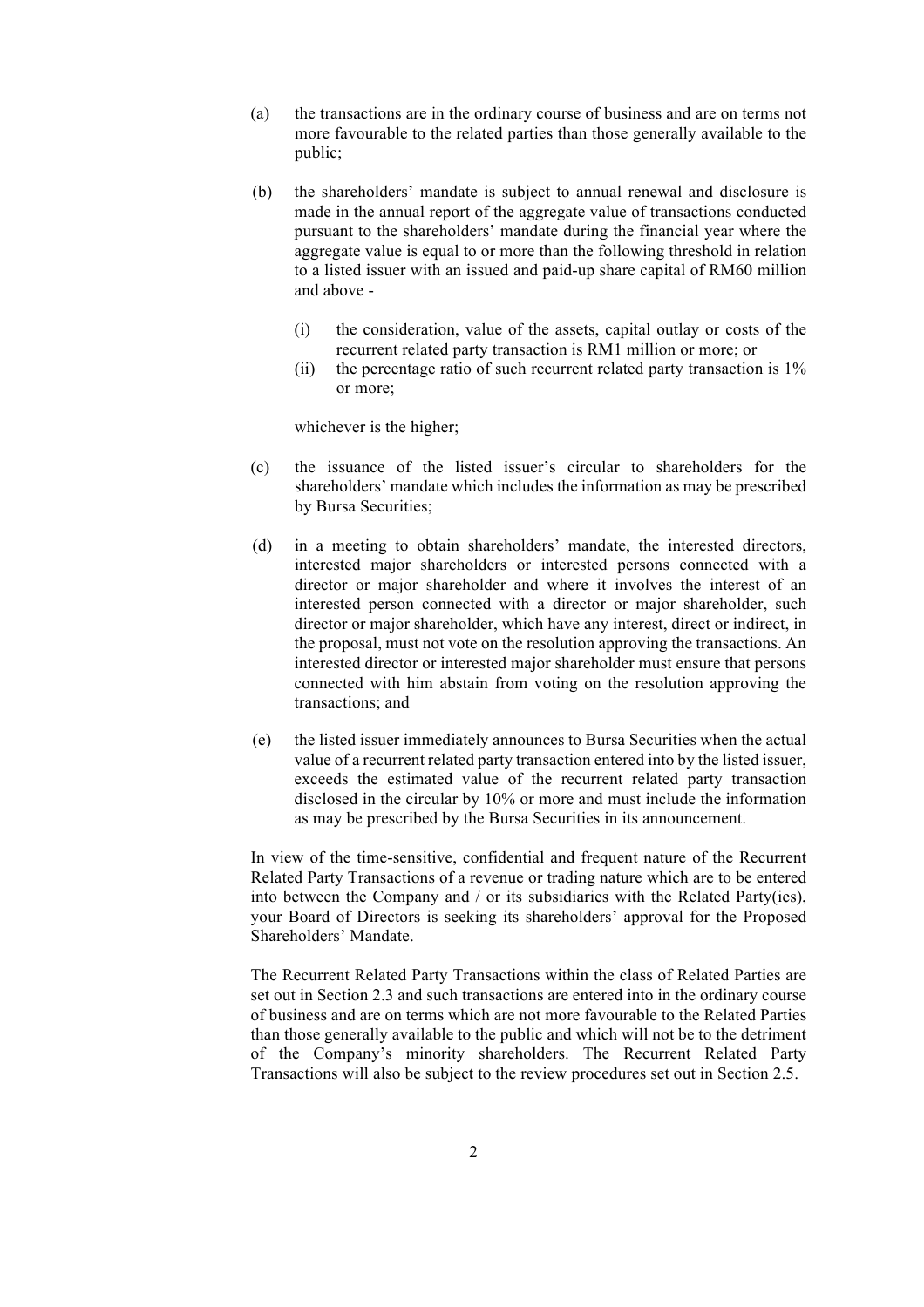(a) the transactions are in the ordinary course of business and are on terms not more favourable to the related parties than those generally available to the public;

(b) the shareholders' mandate is subject to annual renewal and disclosure is made in the annual report of the aggregate value of transactions conducted pursuant to the shareholders' mandate during the financial year where the aggregate value is equal to or more than the following threshold in relation to a listed issuer with an issued and paid-up share capital of RM60 million and above -

   (i) the consideration, value of the assets, capital outlay or costs of the recurrent related party transaction is RM1 million or more; or
   
   (ii) the percentage ratio of such recurrent related party transaction is 1% or more;

   whichever is the higher;

(c) the issuance of the listed issuer's circular to shareholders for the shareholders' mandate which includes the information as may be prescribed by Bursa Securities;

(d) in a meeting to obtain shareholders' mandate, the interested directors, interested major shareholders or interested persons connected with a director or major shareholder and where it involves the interest of an interested person connected with a director or major shareholder, such director or major shareholder, which have any interest, direct or indirect, in the proposal, must not vote on the resolution approving the transactions. An interested director or interested major shareholder must ensure that persons connected with him abstain from voting on the resolution approving the transactions; and

(e) the listed issuer immediately announces to Bursa Securities when the actual value of a recurrent related party transaction entered into by the listed issuer, exceeds the estimated value of the recurrent related party transaction disclosed in the circular by 10% or more and must include the information as may be prescribed by the Bursa Securities in its announcement.

In view of the time-sensitive, confidential and frequent nature of the Recurrent Related Party Transactions of a revenue or trading nature which are to be entered into between the Company and / or its subsidiaries with the Related Party(ies), your Board of Directors is seeking its shareholders' approval for the Proposed Shareholders' Mandate.

The Recurrent Related Party Transactions within the class of Related Parties are set out in Section 2.3 and such transactions are entered into in the ordinary course of business and are on terms which are not more favourable to the Related Parties than those generally available to the public and which will not be to the detriment of the Company's minority shareholders. The Recurrent Related Party Transactions will also be subject to the review procedures set out in Section 2.5.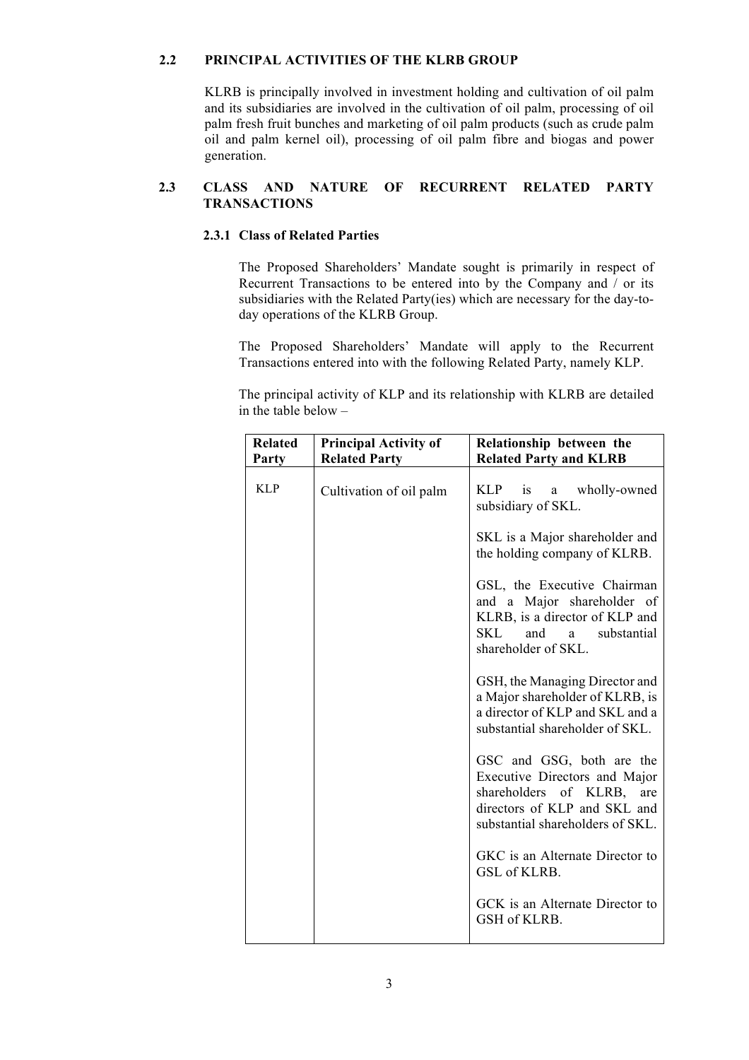## 2.2 PRINCIPAL ACTIVITIES OF THE KLRB GROUP

KLRB is principally involved in investment holding and cultivation of oil palm and its subsidiaries are involved in the cultivation of oil palm, processing of oil palm fresh fruit bunches and marketing of oil palm products (such as crude palm oil and palm kernel oil), processing of oil palm fibre and biogas and power generation.

## 2.3 CLASS AND NATURE OF RECURRENT RELATED PARTY TRANSACTIONS

### 2.3.1 Class of Related Parties

The Proposed Shareholders' Mandate sought is primarily in respect of Recurrent Transactions to be entered into by the Company and / or its subsidiaries with the Related Party(ies) which are necessary for the day-to-day operations of the KLRB Group.

The Proposed Shareholders' Mandate will apply to the Recurrent Transactions entered into with the following Related Party, namely KLP.

The principal activity of KLP and its relationship with KLRB are detailed in the table below –

| Related Party | Principal Activity of Related Party | Relationship between the Related Party and KLRB |
|---|---|---|
| KLP | Cultivation of oil palm | KLP is a wholly-owned subsidiary of SKL.<br><br>SKL is a Major shareholder and the holding company of KLRB.<br><br>GSL, the Executive Chairman and a Major shareholder of KLRB, is a director of KLP and SKL and a substantial shareholder of SKL.<br><br>GSH, the Managing Director and a Major shareholder of KLRB, is a director of KLP and SKL and a substantial shareholder of SKL.<br><br>GSC and GSG, both are the Executive Directors and Major shareholders of KLRB, are directors of KLP and SKL and substantial shareholders of SKL.<br><br>GKC is an Alternate Director to GSL of KLRB.<br><br>GCK is an Alternate Director to GSH of KLRB. |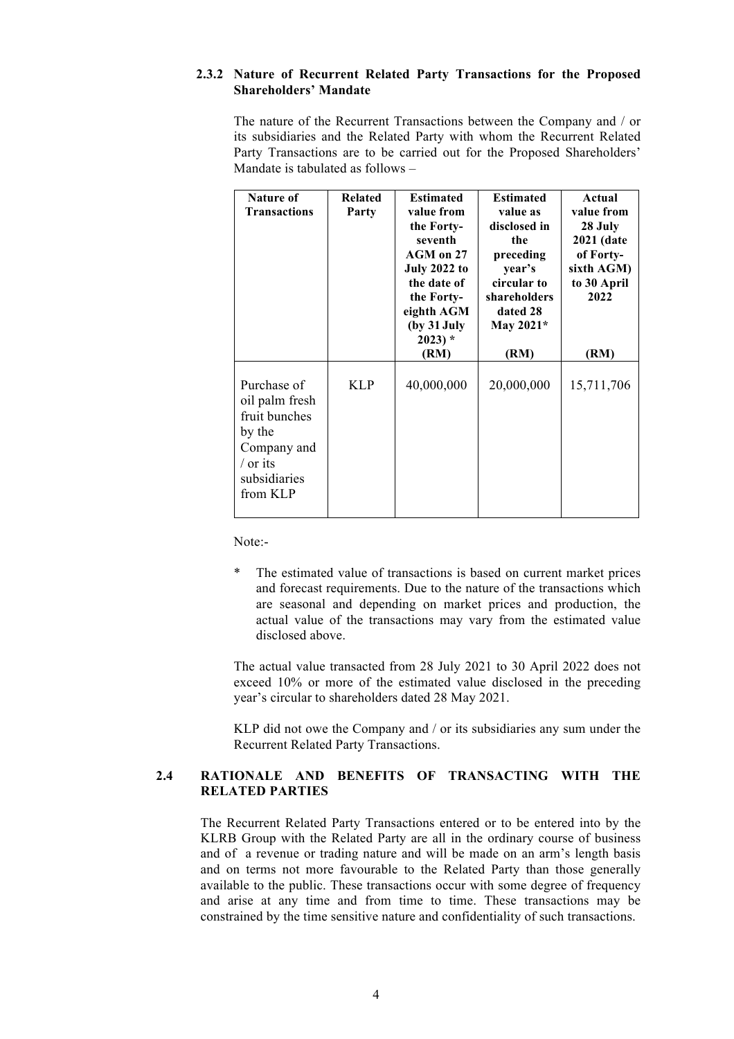### 2.3.2 Nature of Recurrent Related Party Transactions for the Proposed Shareholders' Mandate

The nature of the Recurrent Transactions between the Company and / or its subsidiaries and the Related Party with whom the Recurrent Related Party Transactions are to be carried out for the Proposed Shareholders' Mandate is tabulated as follows –

| Nature of Transactions | Related Party | Estimated value from the Forty-seventh AGM on 27 July 2022 to the date of the Forty-eighth AGM (by 31 July 2023) * (RM) | Estimated value as disclosed in the preceding year's circular to shareholders dated 28 May 2021* (RM) | Actual value from 28 July 2021 (date of Forty-sixth AGM) to 30 April 2022 (RM) |
|---|---|---|---|---|
| Purchase of oil palm fresh fruit bunches by the Company and / or its subsidiaries from KLP | KLP | 40,000,000 | 20,000,000 | 15,711,706 |

Note:-

\* The estimated value of transactions is based on current market prices and forecast requirements. Due to the nature of the transactions which are seasonal and depending on market prices and production, the actual value of the transactions may vary from the estimated value disclosed above.

The actual value transacted from 28 July 2021 to 30 April 2022 does not exceed 10% or more of the estimated value disclosed in the preceding year's circular to shareholders dated 28 May 2021.

KLP did not owe the Company and / or its subsidiaries any sum under the Recurrent Related Party Transactions.

## 2.4 RATIONALE AND BENEFITS OF TRANSACTING WITH THE RELATED PARTIES

The Recurrent Related Party Transactions entered or to be entered into by the KLRB Group with the Related Party are all in the ordinary course of business and of a revenue or trading nature and will be made on an arm's length basis and on terms not more favourable to the Related Party than those generally available to the public. These transactions occur with some degree of frequency and arise at any time and from time to time. These transactions may be constrained by the time sensitive nature and confidentiality of such transactions.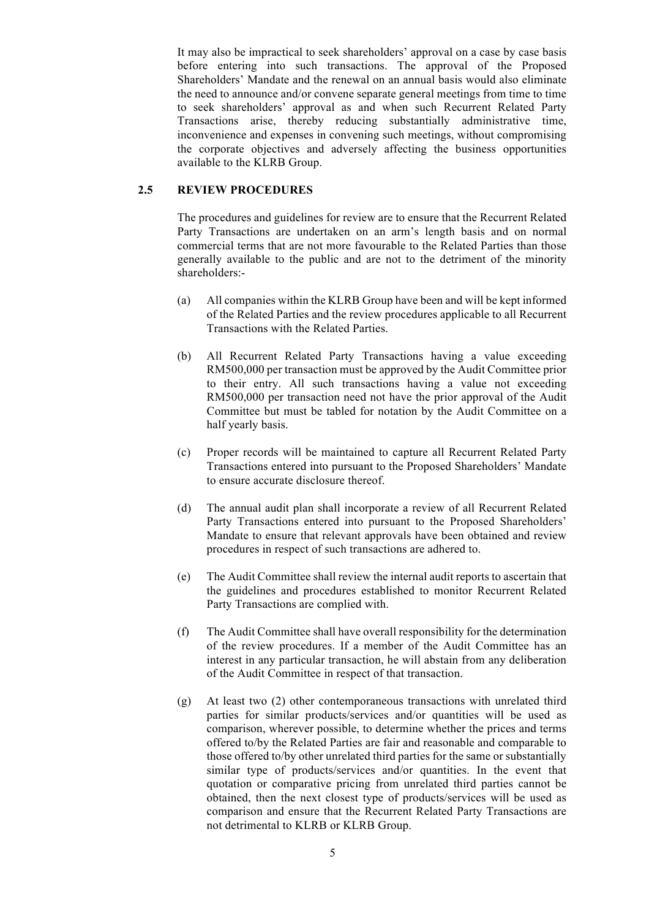It may also be impractical to seek shareholders' approval on a case by case basis before entering into such transactions. The approval of the Proposed Shareholders' Mandate and the renewal on an annual basis would also eliminate the need to announce and/or convene separate general meetings from time to time to seek shareholders' approval as and when such Recurrent Related Party Transactions arise, thereby reducing substantially administrative time, inconvenience and expenses in convening such meetings, without compromising the corporate objectives and adversely affecting the business opportunities available to the KLRB Group.

### 2.5 REVIEW PROCEDURES

The procedures and guidelines for review are to ensure that the Recurrent Related Party Transactions are undertaken on an arm's length basis and on normal commercial terms that are not more favourable to the Related Parties than those generally available to the public and are not to the detriment of the minority shareholders:-

(a) All companies within the KLRB Group have been and will be kept informed of the Related Parties and the review procedures applicable to all Recurrent Transactions with the Related Parties.

(b) All Recurrent Related Party Transactions having a value exceeding RM500,000 per transaction must be approved by the Audit Committee prior to their entry. All such transactions having a value not exceeding RM500,000 per transaction need not have the prior approval of the Audit Committee but must be tabled for notation by the Audit Committee on a half yearly basis.

(c) Proper records will be maintained to capture all Recurrent Related Party Transactions entered into pursuant to the Proposed Shareholders' Mandate to ensure accurate disclosure thereof.

(d) The annual audit plan shall incorporate a review of all Recurrent Related Party Transactions entered into pursuant to the Proposed Shareholders' Mandate to ensure that relevant approvals have been obtained and review procedures in respect of such transactions are adhered to.

(e) The Audit Committee shall review the internal audit reports to ascertain that the guidelines and procedures established to monitor Recurrent Related Party Transactions are complied with.

(f) The Audit Committee shall have overall responsibility for the determination of the review procedures. If a member of the Audit Committee has an interest in any particular transaction, he will abstain from any deliberation of the Audit Committee in respect of that transaction.

(g) At least two (2) other contemporaneous transactions with unrelated third parties for similar products/services and/or quantities will be used as comparison, wherever possible, to determine whether the prices and terms offered to/by the Related Parties are fair and reasonable and comparable to those offered to/by other unrelated third parties for the same or substantially similar type of products/services and/or quantities. In the event that quotation or comparative pricing from unrelated third parties cannot be obtained, then the next closest type of products/services will be used as comparison and ensure that the Recurrent Related Party Transactions are not detrimental to KLRB or KLRB Group.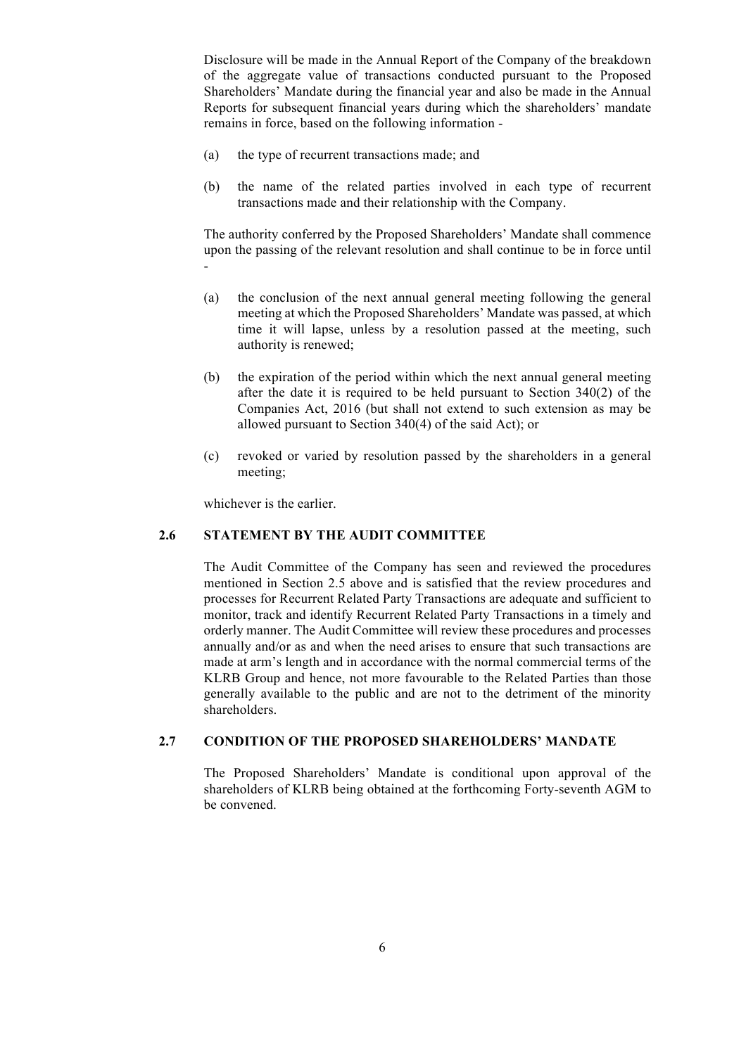Disclosure will be made in the Annual Report of the Company of the breakdown of the aggregate value of transactions conducted pursuant to the Proposed Shareholders' Mandate during the financial year and also be made in the Annual Reports for subsequent financial years during which the shareholders' mandate remains in force, based on the following information -

(a) the type of recurrent transactions made; and

(b) the name of the related parties involved in each type of recurrent transactions made and their relationship with the Company.

The authority conferred by the Proposed Shareholders' Mandate shall commence upon the passing of the relevant resolution and shall continue to be in force until -

(a) the conclusion of the next annual general meeting following the general meeting at which the Proposed Shareholders' Mandate was passed, at which time it will lapse, unless by a resolution passed at the meeting, such authority is renewed;

(b) the expiration of the period within which the next annual general meeting after the date it is required to be held pursuant to Section 340(2) of the Companies Act, 2016 (but shall not extend to such extension as may be allowed pursuant to Section 340(4) of the said Act); or

(c) revoked or varied by resolution passed by the shareholders in a general meeting;

whichever is the earlier.

## 2.6 STATEMENT BY THE AUDIT COMMITTEE

The Audit Committee of the Company has seen and reviewed the procedures mentioned in Section 2.5 above and is satisfied that the review procedures and processes for Recurrent Related Party Transactions are adequate and sufficient to monitor, track and identify Recurrent Related Party Transactions in a timely and orderly manner. The Audit Committee will review these procedures and processes annually and/or as and when the need arises to ensure that such transactions are made at arm's length and in accordance with the normal commercial terms of the KLRB Group and hence, not more favourable to the Related Parties than those generally available to the public and are not to the detriment of the minority shareholders.

## 2.7 CONDITION OF THE PROPOSED SHAREHOLDERS' MANDATE

The Proposed Shareholders' Mandate is conditional upon approval of the shareholders of KLRB being obtained at the forthcoming Forty-seventh AGM to be convened.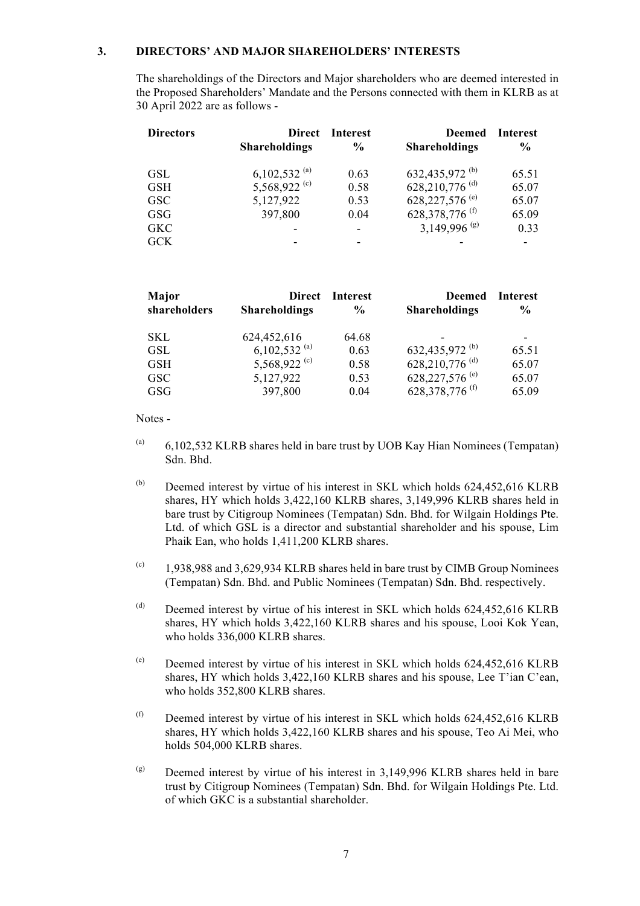## 3. DIRECTORS' AND MAJOR SHAREHOLDERS' INTERESTS

The shareholdings of the Directors and Major shareholders who are deemed interested in the Proposed Shareholders' Mandate and the Persons connected with them in KLRB as at 30 April 2022 are as follows -

| Directors | Direct Shareholdings | Interest % | Deemed Shareholdings | Interest % |
|---|---|---|---|---|
| GSL | 6,102,532 [(a)] | 0.63 | 632,435,972 [(b)] | 65.51 |
| GSH | 5,568,922 [(c)] | 0.58 | 628,210,776 [(d)] | 65.07 |
| GSC | 5,127,922 | 0.53 | 628,227,576 [(e)] | 65.07 |
| GSG | 397,800 | 0.04 | 628,378,776 [(f)] | 65.09 |
| GKC | - | - | 3,149,996 [(g)] | 0.33 |
| GCK | - | - | - | - |

| Major shareholders | Direct Shareholdings | Interest % | Deemed Shareholdings | Interest % |
|---|---|---|---|---|
| SKL | 624,452,616 | 64.68 | - | - |
| GSL | 6,102,532 [(a)] | 0.63 | 632,435,972 [(b)] | 65.51 |
| GSH | 5,568,922 [(c)] | 0.58 | 628,210,776 [(d)] | 65.07 |
| GSC | 5,127,922 | 0.53 | 628,227,576 [(e)] | 65.07 |
| GSG | 397,800 | 0.04 | 628,378,776 [(f)] | 65.09 |

Notes -

[(a)] 6,102,532 KLRB shares held in bare trust by UOB Kay Hian Nominees (Tempatan) Sdn. Bhd.

[(b)] Deemed interest by virtue of his interest in SKL which holds 624,452,616 KLRB shares, HY which holds 3,422,160 KLRB shares, 3,149,996 KLRB shares held in bare trust by Citigroup Nominees (Tempatan) Sdn. Bhd. for Wilgain Holdings Pte. Ltd. of which GSL is a director and substantial shareholder and his spouse, Lim Phaik Ean, who holds 1,411,200 KLRB shares.

[(c)] 1,938,988 and 3,629,934 KLRB shares held in bare trust by CIMB Group Nominees (Tempatan) Sdn. Bhd. and Public Nominees (Tempatan) Sdn. Bhd. respectively.

[(d)] Deemed interest by virtue of his interest in SKL which holds 624,452,616 KLRB shares, HY which holds 3,422,160 KLRB shares and his spouse, Looi Kok Yean, who holds 336,000 KLRB shares.

[(e)] Deemed interest by virtue of his interest in SKL which holds 624,452,616 KLRB shares, HY which holds 3,422,160 KLRB shares and his spouse, Lee T'ian C'ean, who holds 352,800 KLRB shares.

[(f)] Deemed interest by virtue of his interest in SKL which holds 624,452,616 KLRB shares, HY which holds 3,422,160 KLRB shares and his spouse, Teo Ai Mei, who holds 504,000 KLRB shares.

[(g)] Deemed interest by virtue of his interest in 3,149,996 KLRB shares held in bare trust by Citigroup Nominees (Tempatan) Sdn. Bhd. for Wilgain Holdings Pte. Ltd. of which GKC is a substantial shareholder.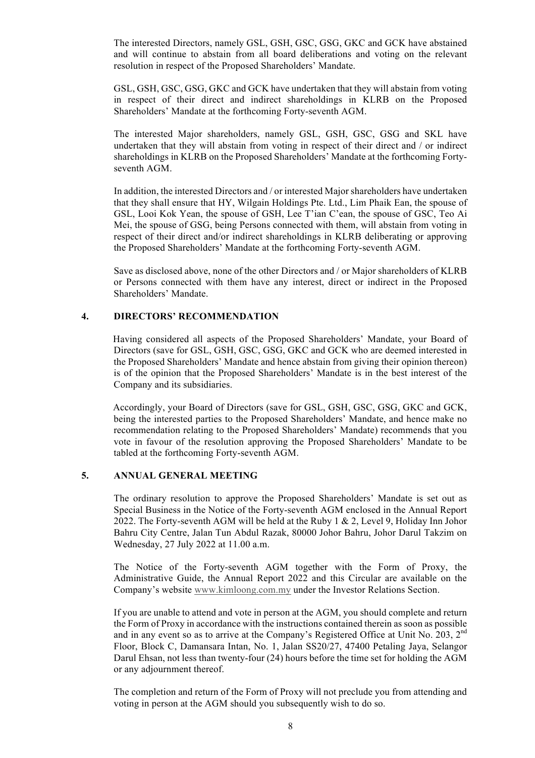The interested Directors, namely GSL, GSH, GSC, GSG, GKC and GCK have abstained and will continue to abstain from all board deliberations and voting on the relevant resolution in respect of the Proposed Shareholders' Mandate.

GSL, GSH, GSC, GSG, GKC and GCK have undertaken that they will abstain from voting in respect of their direct and indirect shareholdings in KLRB on the Proposed Shareholders' Mandate at the forthcoming Forty-seventh AGM.

The interested Major shareholders, namely GSL, GSH, GSC, GSG and SKL have undertaken that they will abstain from voting in respect of their direct and / or indirect shareholdings in KLRB on the Proposed Shareholders' Mandate at the forthcoming Forty-seventh AGM.

In addition, the interested Directors and / or interested Major shareholders have undertaken that they shall ensure that HY, Wilgain Holdings Pte. Ltd., Lim Phaik Ean, the spouse of GSL, Looi Kok Yean, the spouse of GSH, Lee T'ian C'ean, the spouse of GSC, Teo Ai Mei, the spouse of GSG, being Persons connected with them, will abstain from voting in respect of their direct and/or indirect shareholdings in KLRB deliberating or approving the Proposed Shareholders' Mandate at the forthcoming Forty-seventh AGM.

Save as disclosed above, none of the other Directors and / or Major shareholders of KLRB or Persons connected with them have any interest, direct or indirect in the Proposed Shareholders' Mandate.

## 4. DIRECTORS' RECOMMENDATION

Having considered all aspects of the Proposed Shareholders' Mandate, your Board of Directors (save for GSL, GSH, GSC, GSG, GKC and GCK who are deemed interested in the Proposed Shareholders' Mandate and hence abstain from giving their opinion thereon) is of the opinion that the Proposed Shareholders' Mandate is in the best interest of the Company and its subsidiaries.

Accordingly, your Board of Directors (save for GSL, GSH, GSC, GSG, GKC and GCK, being the interested parties to the Proposed Shareholders' Mandate, and hence make no recommendation relating to the Proposed Shareholders' Mandate) recommends that you vote in favour of the resolution approving the Proposed Shareholders' Mandate to be tabled at the forthcoming Forty-seventh AGM.

## 5. ANNUAL GENERAL MEETING

The ordinary resolution to approve the Proposed Shareholders' Mandate is set out as Special Business in the Notice of the Forty-seventh AGM enclosed in the Annual Report 2022. The Forty-seventh AGM will be held at the Ruby 1 & 2, Level 9, Holiday Inn Johor Bahru City Centre, Jalan Tun Abdul Razak, 80000 Johor Bahru, Johor Darul Takzim on Wednesday, 27 July 2022 at 11.00 a.m.

The Notice of the Forty-seventh AGM together with the Form of Proxy, the Administrative Guide, the Annual Report 2022 and this Circular are available on the Company's website www.kimloong.com.my under the Investor Relations Section.

If you are unable to attend and vote in person at the AGM, you should complete and return the Form of Proxy in accordance with the instructions contained therein as soon as possible and in any event so as to arrive at the Company's Registered Office at Unit No. 203, 2nd Floor, Block C, Damansara Intan, No. 1, Jalan SS20/27, 47400 Petaling Jaya, Selangor Darul Ehsan, not less than twenty-four (24) hours before the time set for holding the AGM or any adjournment thereof.

The completion and return of the Form of Proxy will not preclude you from attending and voting in person at the AGM should you subsequently wish to do so.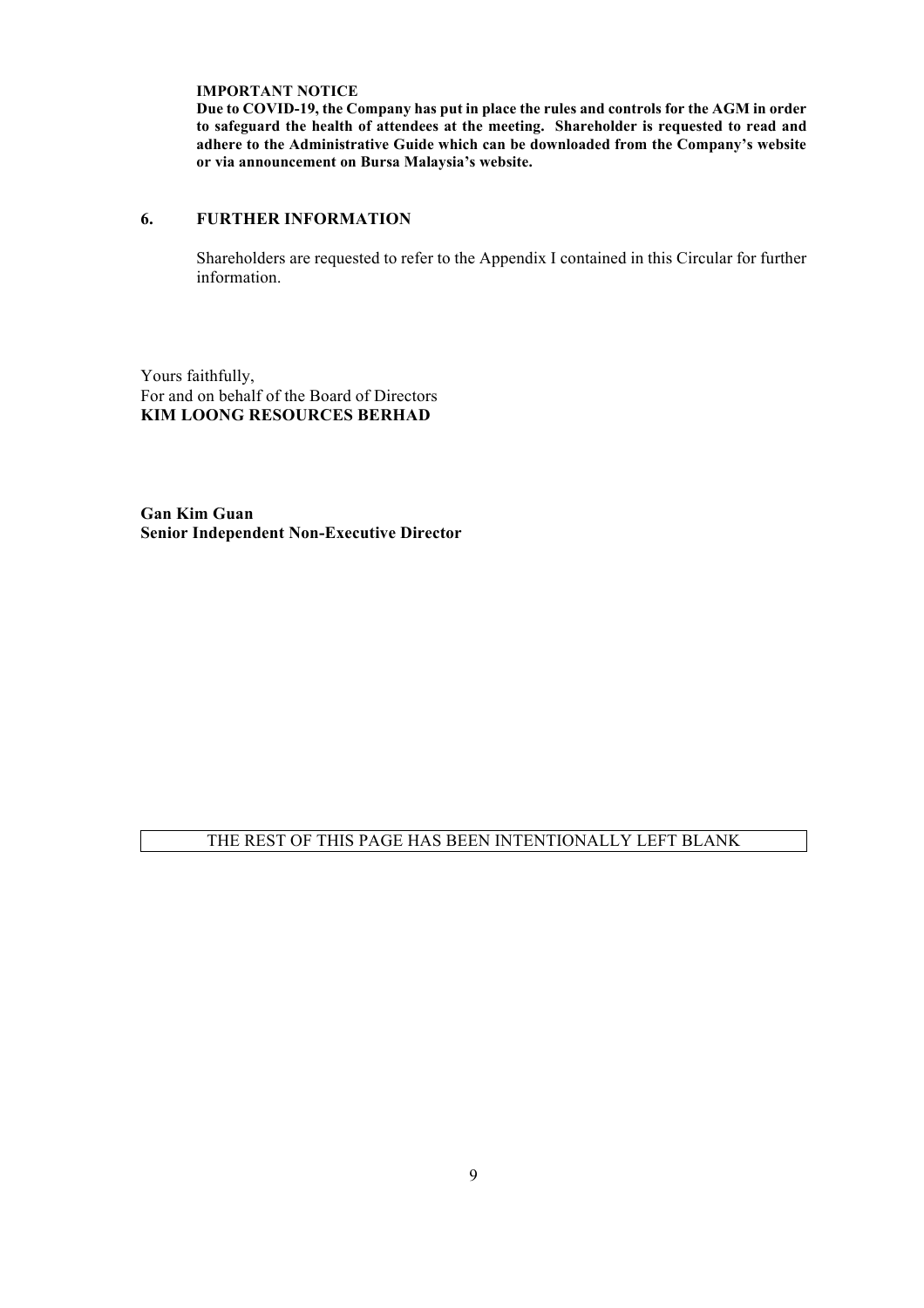**IMPORTANT NOTICE**

**Due to COVID-19, the Company has put in place the rules and controls for the AGM in order to safeguard the health of attendees at the meeting. Shareholder is requested to read and adhere to the Administrative Guide which can be downloaded from the Company's website or via announcement on Bursa Malaysia's website.**

## 6. FURTHER INFORMATION

Shareholders are requested to refer to the Appendix I contained in this Circular for further information.

Yours faithfully,
For and on behalf of the Board of Directors
**KIM LOONG RESOURCES BERHAD**

**Gan Kim Guan**
**Senior Independent Non-Executive Director**

THE REST OF THIS PAGE HAS BEEN INTENTIONALLY LEFT BLANK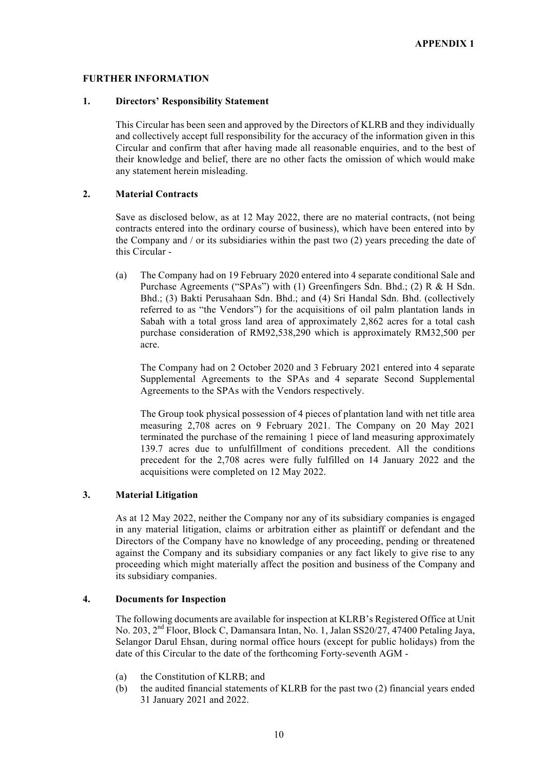**APPENDIX 1**

## FURTHER INFORMATION

### 1. Directors' Responsibility Statement

This Circular has been seen and approved by the Directors of KLRB and they individually and collectively accept full responsibility for the accuracy of the information given in this Circular and confirm that after having made all reasonable enquiries, and to the best of their knowledge and belief, there are no other facts the omission of which would make any statement herein misleading.

### 2. Material Contracts

Save as disclosed below, as at 12 May 2022, there are no material contracts, (not being contracts entered into the ordinary course of business), which have been entered into by the Company and / or its subsidiaries within the past two (2) years preceding the date of this Circular -

(a) The Company had on 19 February 2020 entered into 4 separate conditional Sale and Purchase Agreements ("SPAs") with (1) Greenfingers Sdn. Bhd.; (2) R & H Sdn. Bhd.; (3) Bakti Perusahaan Sdn. Bhd.; and (4) Sri Handal Sdn. Bhd. (collectively referred to as "the Vendors") for the acquisitions of oil palm plantation lands in Sabah with a total gross land area of approximately 2,862 acres for a total cash purchase consideration of RM92,538,290 which is approximately RM32,500 per acre.

The Company had on 2 October 2020 and 3 February 2021 entered into 4 separate Supplemental Agreements to the SPAs and 4 separate Second Supplemental Agreements to the SPAs with the Vendors respectively.

The Group took physical possession of 4 pieces of plantation land with net title area measuring 2,708 acres on 9 February 2021. The Company on 20 May 2021 terminated the purchase of the remaining 1 piece of land measuring approximately 139.7 acres due to unfulfillment of conditions precedent. All the conditions precedent for the 2,708 acres were fully fulfilled on 14 January 2022 and the acquisitions were completed on 12 May 2022.

### 3. Material Litigation

As at 12 May 2022, neither the Company nor any of its subsidiary companies is engaged in any material litigation, claims or arbitration either as plaintiff or defendant and the Directors of the Company have no knowledge of any proceeding, pending or threatened against the Company and its subsidiary companies or any fact likely to give rise to any proceeding which might materially affect the position and business of the Company and its subsidiary companies.

### 4. Documents for Inspection

The following documents are available for inspection at KLRB's Registered Office at Unit No. 203, 2nd Floor, Block C, Damansara Intan, No. 1, Jalan SS20/27, 47400 Petaling Jaya, Selangor Darul Ehsan, during normal office hours (except for public holidays) from the date of this Circular to the date of the forthcoming Forty-seventh AGM -

(a) the Constitution of KLRB; and
(b) the audited financial statements of KLRB for the past two (2) financial years ended 31 January 2021 and 2022.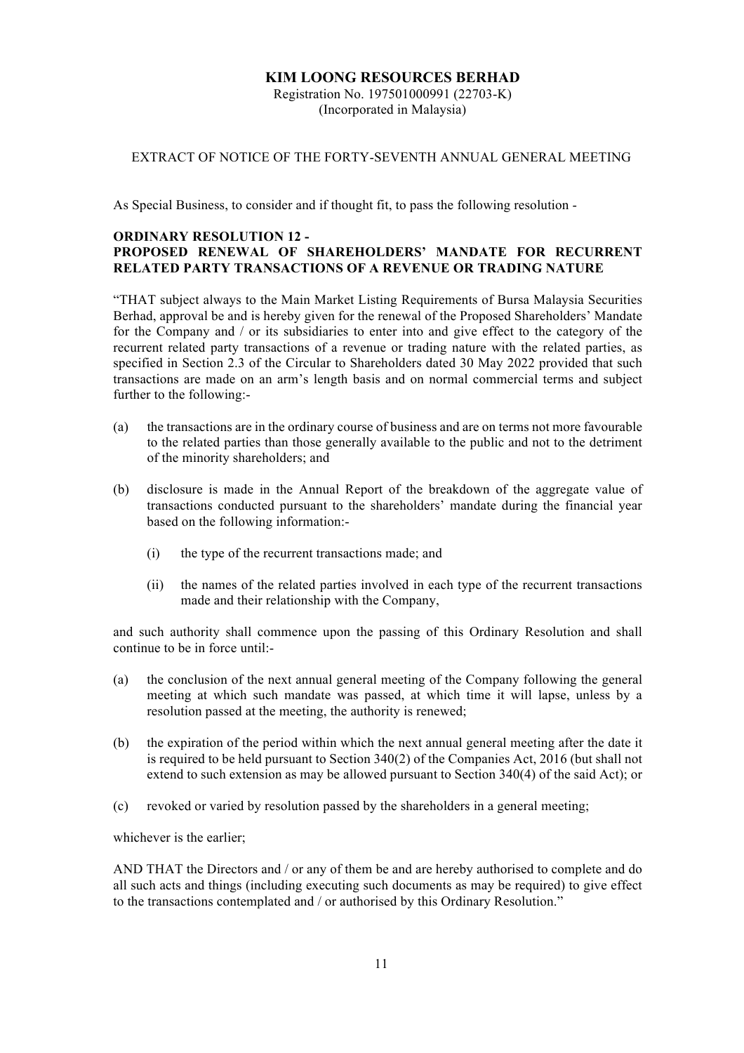**KIM LOONG RESOURCES BERHAD**
Registration No. 197501000991 (22703-K)
(Incorporated in Malaysia)

EXTRACT OF NOTICE OF THE FORTY-SEVENTH ANNUAL GENERAL MEETING

As Special Business, to consider and if thought fit, to pass the following resolution -

**ORDINARY RESOLUTION 12 -**
**PROPOSED RENEWAL OF SHAREHOLDERS' MANDATE FOR RECURRENT RELATED PARTY TRANSACTIONS OF A REVENUE OR TRADING NATURE**

"THAT subject always to the Main Market Listing Requirements of Bursa Malaysia Securities Berhad, approval be and is hereby given for the renewal of the Proposed Shareholders' Mandate for the Company and / or its subsidiaries to enter into and give effect to the category of the recurrent related party transactions of a revenue or trading nature with the related parties, as specified in Section 2.3 of the Circular to Shareholders dated 30 May 2022 provided that such transactions are made on an arm's length basis and on normal commercial terms and subject further to the following:-

(a) the transactions are in the ordinary course of business and are on terms not more favourable to the related parties than those generally available to the public and not to the detriment of the minority shareholders; and

(b) disclosure is made in the Annual Report of the breakdown of the aggregate value of transactions conducted pursuant to the shareholders' mandate during the financial year based on the following information:-

   (i) the type of the recurrent transactions made; and

   (ii) the names of the related parties involved in each type of the recurrent transactions made and their relationship with the Company,

and such authority shall commence upon the passing of this Ordinary Resolution and shall continue to be in force until:-

(a) the conclusion of the next annual general meeting of the Company following the general meeting at which such mandate was passed, at which time it will lapse, unless by a resolution passed at the meeting, the authority is renewed;

(b) the expiration of the period within which the next annual general meeting after the date it is required to be held pursuant to Section 340(2) of the Companies Act, 2016 (but shall not extend to such extension as may be allowed pursuant to Section 340(4) of the said Act); or

(c) revoked or varied by resolution passed by the shareholders in a general meeting;

whichever is the earlier;

AND THAT the Directors and / or any of them be and are hereby authorised to complete and do all such acts and things (including executing such documents as may be required) to give effect to the transactions contemplated and / or authorised by this Ordinary Resolution."